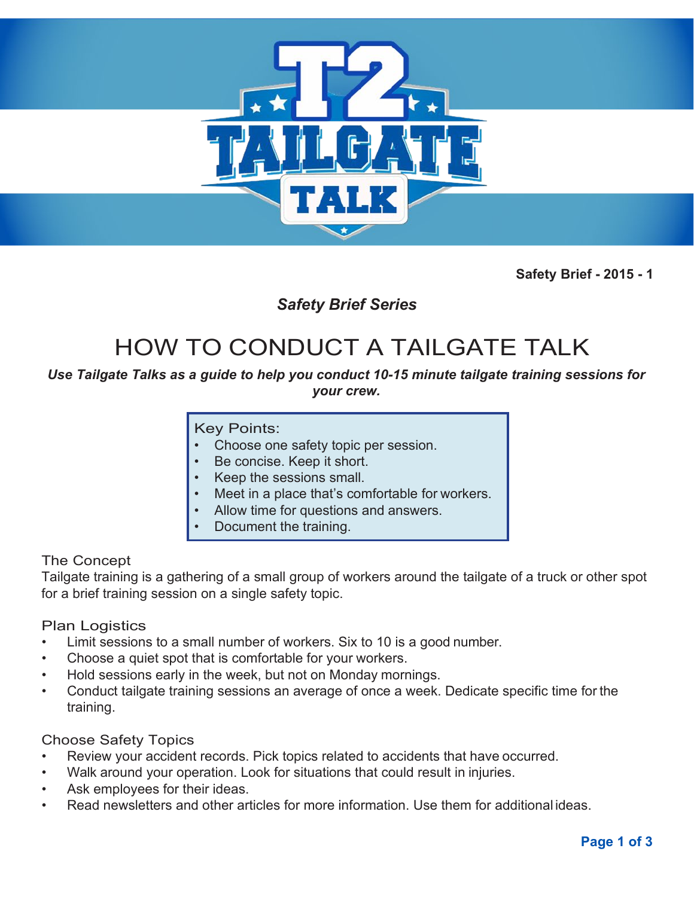Safety Brief - 2015 - 1

*Safety Brief Series*

# HOW TO CONDUCT A TAILGATE TALK

***Use Tailgate Talks as a guide to help you conduct 10-15 minute tailgate training sessions for your crew.***

Key Points:

- Choose one safety topic per session.
- Be concise. Keep it short.
- Keep the sessions small.
- Meet in a place that's comfortable for workers.
- Allow time for questions and answers.
- Document the training.

## The Concept

Tailgate training is a gathering of a small group of workers around the tailgate of a truck or other spot for a brief training session on a single safety topic.

## Plan Logistics

- Limit sessions to a small number of workers. Six to 10 is a good number.
- Choose a quiet spot that is comfortable for your workers.
- Hold sessions early in the week, but not on Monday mornings.
- Conduct tailgate training sessions an average of once a week. Dedicate specific time for the training.

## Choose Safety Topics

- Review your accident records. Pick topics related to accidents that have occurred.
- Walk around your operation. Look for situations that could result in injuries.
- Ask employees for their ideas.
- Read newsletters and other articles for more information. Use them for additional ideas.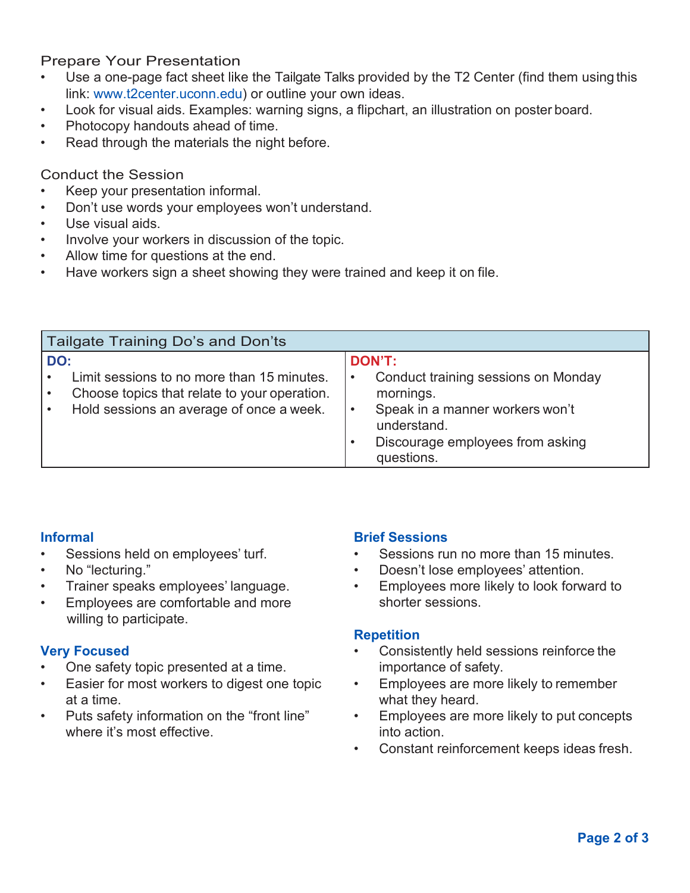## Prepare Your Presentation

- Use a one-page fact sheet like the Tailgate Talks provided by the T2 Center (find them using this link: www.t2center.uconn.edu) or outline your own ideas.
- Look for visual aids. Examples: warning signs, a flipchart, an illustration on poster board.
- Photocopy handouts ahead of time.
- Read through the materials the night before.

## Conduct the Session

- Keep your presentation informal.
- Don't use words your employees won't understand.
- Use visual aids.
- Involve your workers in discussion of the topic.
- Allow time for questions at the end.
- Have workers sign a sheet showing they were trained and keep it on file.

| Tailgate Training Do's and Don'ts | |
|---|---|
| **DO:**<br>• Limit sessions to no more than 15 minutes.<br>• Choose topics that relate to your operation.<br>• Hold sessions an average of once a week. | **DON'T:**<br>• Conduct training sessions on Monday mornings.<br>• Speak in a manner workers won't understand.<br>• Discourage employees from asking questions. |

### Informal

- Sessions held on employees' turf.
- No "lecturing."
- Trainer speaks employees' language.
- Employees are comfortable and more willing to participate.

### Very Focused

- One safety topic presented at a time.
- Easier for most workers to digest one topic at a time.
- Puts safety information on the "front line" where it's most effective.

### Brief Sessions

- Sessions run no more than 15 minutes.
- Doesn't lose employees' attention.
- Employees more likely to look forward to shorter sessions.

### Repetition

- Consistently held sessions reinforce the importance of safety.
- Employees are more likely to remember what they heard.
- Employees are more likely to put concepts into action.
- Constant reinforcement keeps ideas fresh.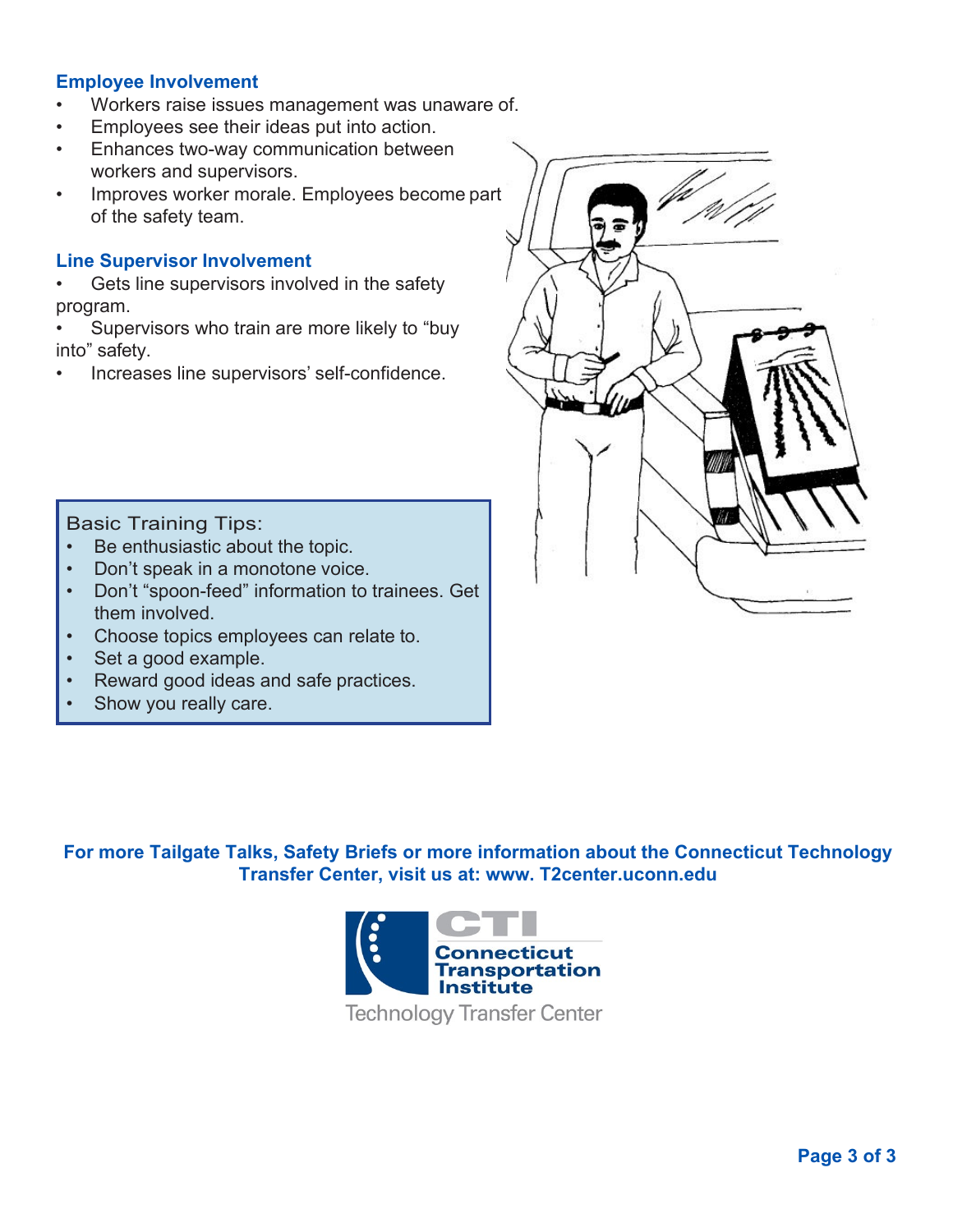### Employee Involvement

- Workers raise issues management was unaware of.
- Employees see their ideas put into action.
- Enhances two-way communication between workers and supervisors.
- Improves worker morale. Employees become part of the safety team.

### Line Supervisor Involvement

- Gets line supervisors involved in the safety program.
- Supervisors who train are more likely to "buy into" safety.
- Increases line supervisors' self-confidence.

Basic Training Tips:

- Be enthusiastic about the topic.
- Don't speak in a monotone voice.
- Don't "spoon-feed" information to trainees. Get them involved.
- Choose topics employees can relate to.
- Set a good example.
- Reward good ideas and safe practices.
- Show you really care.

**For more Tailgate Talks, Safety Briefs or more information about the Connecticut Technology Transfer Center, visit us at: www. T2center.uconn.edu**

CTI Connecticut Transportation Institute

Technology Transfer Center